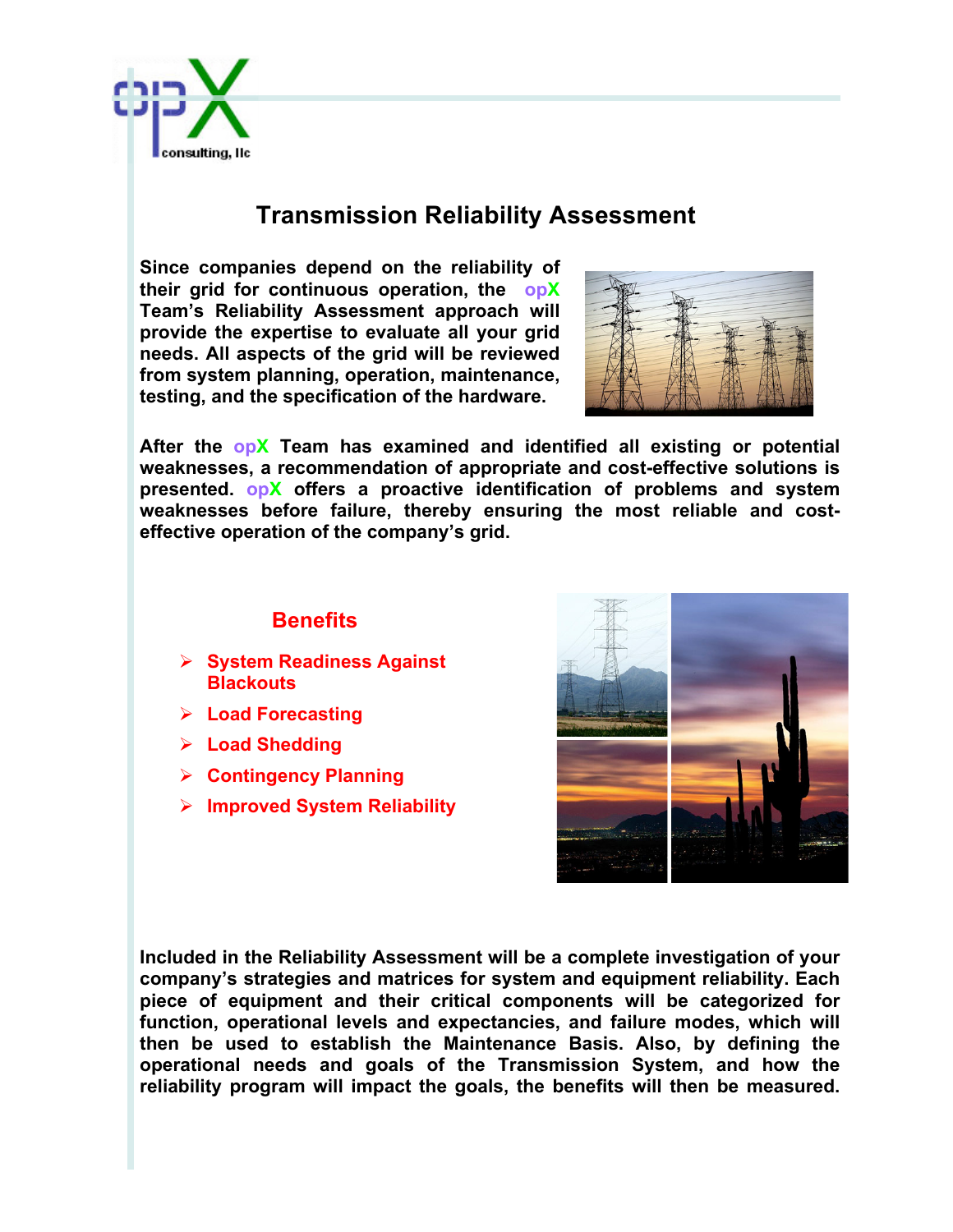# Transmission Reliability Assessment

**Since companies depend on the reliability of their grid for continuous operation, the opX Team's Reliability Assessment approach will provide the expertise to evaluate all your grid needs. All aspects of the grid will be reviewed from system planning, operation, maintenance, testing, and the specification of the hardware.**

**After the opX Team has examined and identified all existing or potential weaknesses, a recommendation of appropriate and cost-effective solutions is presented. opX offers a proactive identification of problems and system weaknesses before failure, thereby ensuring the most reliable and cost-effective operation of the company's grid.**

## Benefits

- **System Readiness Against Blackouts**
- **Load Forecasting**
- **Load Shedding**
- **Contingency Planning**
- **Improved System Reliability**

**Included in the Reliability Assessment will be a complete investigation of your company's strategies and matrices for system and equipment reliability. Each piece of equipment and their critical components will be categorized for function, operational levels and expectancies, and failure modes, which will then be used to establish the Maintenance Basis. Also, by defining the operational needs and goals of the Transmission System, and how the reliability program will impact the goals, the benefits will then be measured.**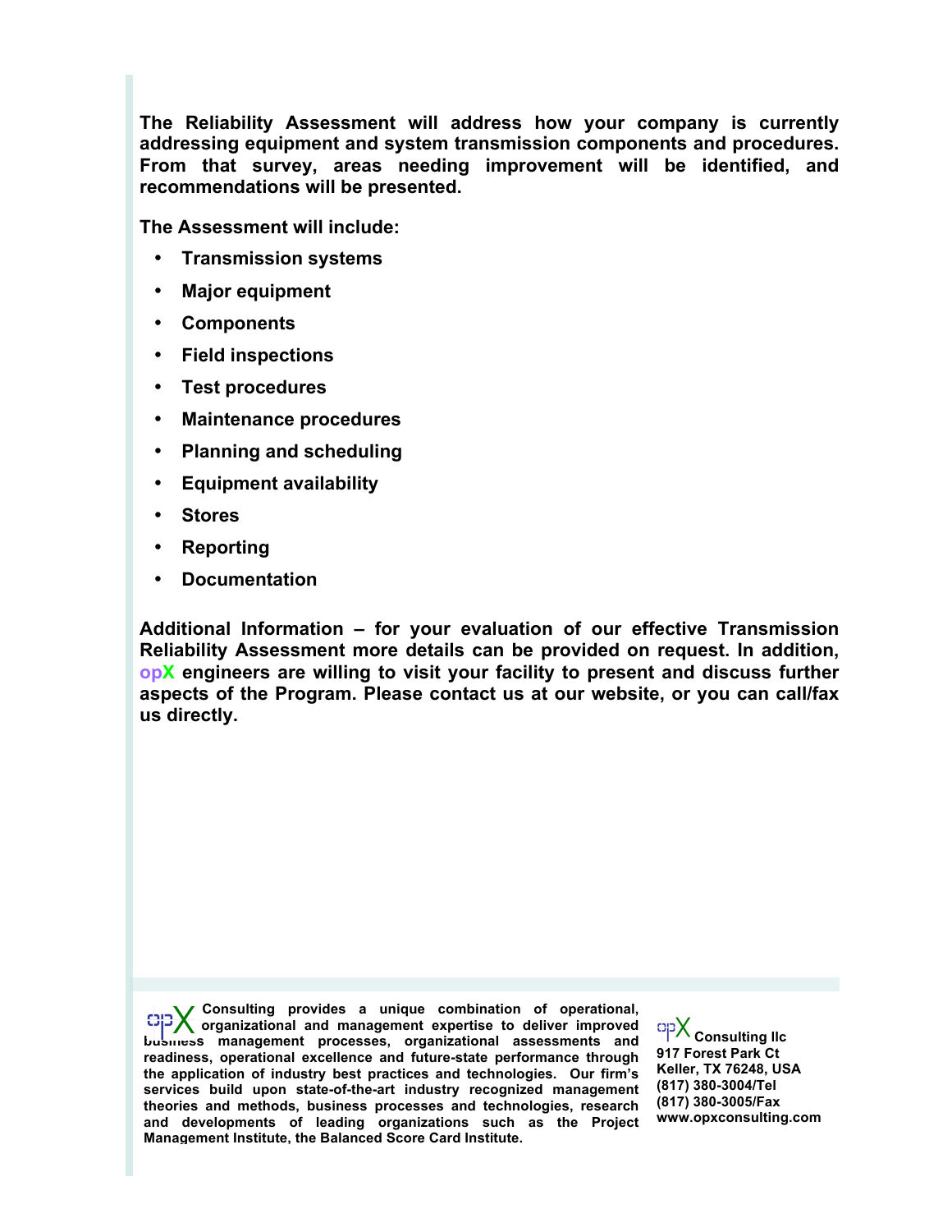**The Reliability Assessment will address how your company is currently addressing equipment and system transmission components and procedures. From that survey, areas needing improvement will be identified, and recommendations will be presented.**

**The Assessment will include:**

- **Transmission systems**
- **Major equipment**
- **Components**
- **Field inspections**
- **Test procedures**
- **Maintenance procedures**
- **Planning and scheduling**
- **Equipment availability**
- **Stores**
- **Reporting**
- **Documentation**

**Additional Information – for your evaluation of our effective Transmission Reliability Assessment more details can be provided on request. In addition, opX engineers are willing to visit your facility to present and discuss further aspects of the Program. Please contact us at our website, or you can call/fax us directly.**

**opX Consulting provides a unique combination of operational, organizational and management expertise to deliver improved business management processes, organizational assessments and readiness, operational excellence and future-state performance through the application of industry best practices and technologies. Our firm's services build upon state-of-the-art industry recognized management theories and methods, business processes and technologies, research and developments of leading organizations such as the Project Management Institute, the Balanced Score Card Institute.**

**opX Consulting llc**
**917 Forest Park Ct**
**Keller, TX 76248, USA**
**(817) 380-3004/Tel**
**(817) 380-3005/Fax**
**www.opxconsulting.com**